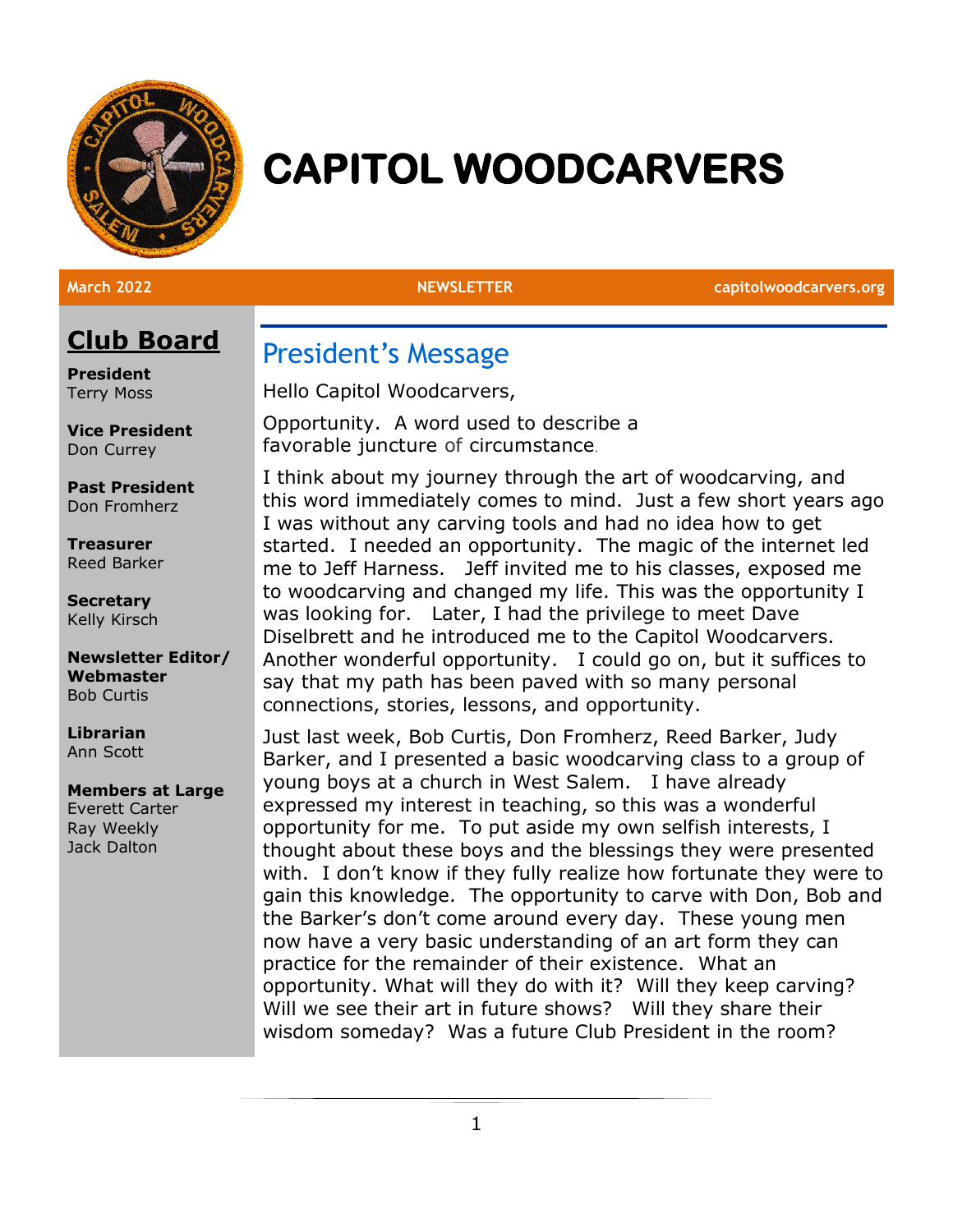# CAPITOL WOODCARVERS

**March 2022** **NEWSLETTER** **capitolwoodcarvers.org**

## Club Board

**President**
Terry Moss

**Vice President**
Don Currey

**Past President**
Don Fromherz

**Treasurer**
Reed Barker

**Secretary**
Kelly Kirsch

**Newsletter Editor/ Webmaster**
Bob Curtis

**Librarian**
Ann Scott

**Members at Large**
Everett Carter
Ray Weekly
Jack Dalton

## President's Message

Hello Capitol Woodcarvers,

Opportunity. A word used to describe a favorable juncture of circumstance.

I think about my journey through the art of woodcarving, and this word immediately comes to mind. Just a few short years ago I was without any carving tools and had no idea how to get started. I needed an opportunity. The magic of the internet led me to Jeff Harness. Jeff invited me to his classes, exposed me to woodcarving and changed my life. This was the opportunity I was looking for. Later, I had the privilege to meet Dave Diselbrett and he introduced me to the Capitol Woodcarvers. Another wonderful opportunity. I could go on, but it suffices to say that my path has been paved with so many personal connections, stories, lessons, and opportunity.

Just last week, Bob Curtis, Don Fromherz, Reed Barker, Judy Barker, and I presented a basic woodcarving class to a group of young boys at a church in West Salem. I have already expressed my interest in teaching, so this was a wonderful opportunity for me. To put aside my own selfish interests, I thought about these boys and the blessings they were presented with. I don't know if they fully realize how fortunate they were to gain this knowledge. The opportunity to carve with Don, Bob and the Barker's don't come around every day. These young men now have a very basic understanding of an art form they can practice for the remainder of their existence. What an opportunity. What will they do with it? Will they keep carving? Will we see their art in future shows? Will they share their wisdom someday? Was a future Club President in the room?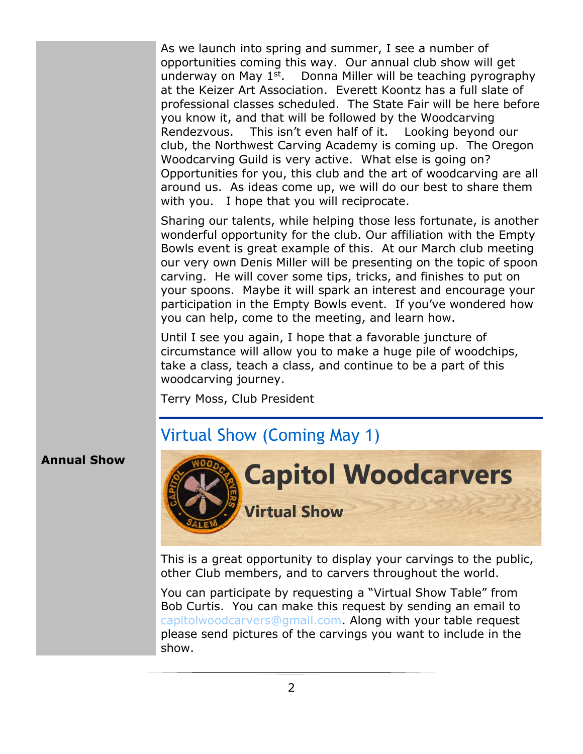As we launch into spring and summer, I see a number of opportunities coming this way. Our annual club show will get underway on May 1st. Donna Miller will be teaching pyrography at the Keizer Art Association. Everett Koontz has a full slate of professional classes scheduled. The State Fair will be here before you know it, and that will be followed by the Woodcarving Rendezvous. This isn't even half of it. Looking beyond our club, the Northwest Carving Academy is coming up. The Oregon Woodcarving Guild is very active. What else is going on? Opportunities for you, this club and the art of woodcarving are all around us. As ideas come up, we will do our best to share them with you. I hope that you will reciprocate.

Sharing our talents, while helping those less fortunate, is another wonderful opportunity for the club. Our affiliation with the Empty Bowls event is great example of this. At our March club meeting our very own Denis Miller will be presenting on the topic of spoon carving. He will cover some tips, tricks, and finishes to put on your spoons. Maybe it will spark an interest and encourage your participation in the Empty Bowls event. If you've wondered how you can help, come to the meeting, and learn how.

Until I see you again, I hope that a favorable juncture of circumstance will allow you to make a huge pile of woodchips, take a class, teach a class, and continue to be a part of this woodcarving journey.

Terry Moss, Club President

---

## Virtual Show (Coming May 1)

**Annual Show**

**Capitol Woodcarvers**

**Virtual Show**

This is a great opportunity to display your carvings to the public, other Club members, and to carvers throughout the world.

You can participate by requesting a "Virtual Show Table" from Bob Curtis. You can make this request by sending an email to capitolwoodcarvers@gmail.com. Along with your table request please send pictures of the carvings you want to include in the show.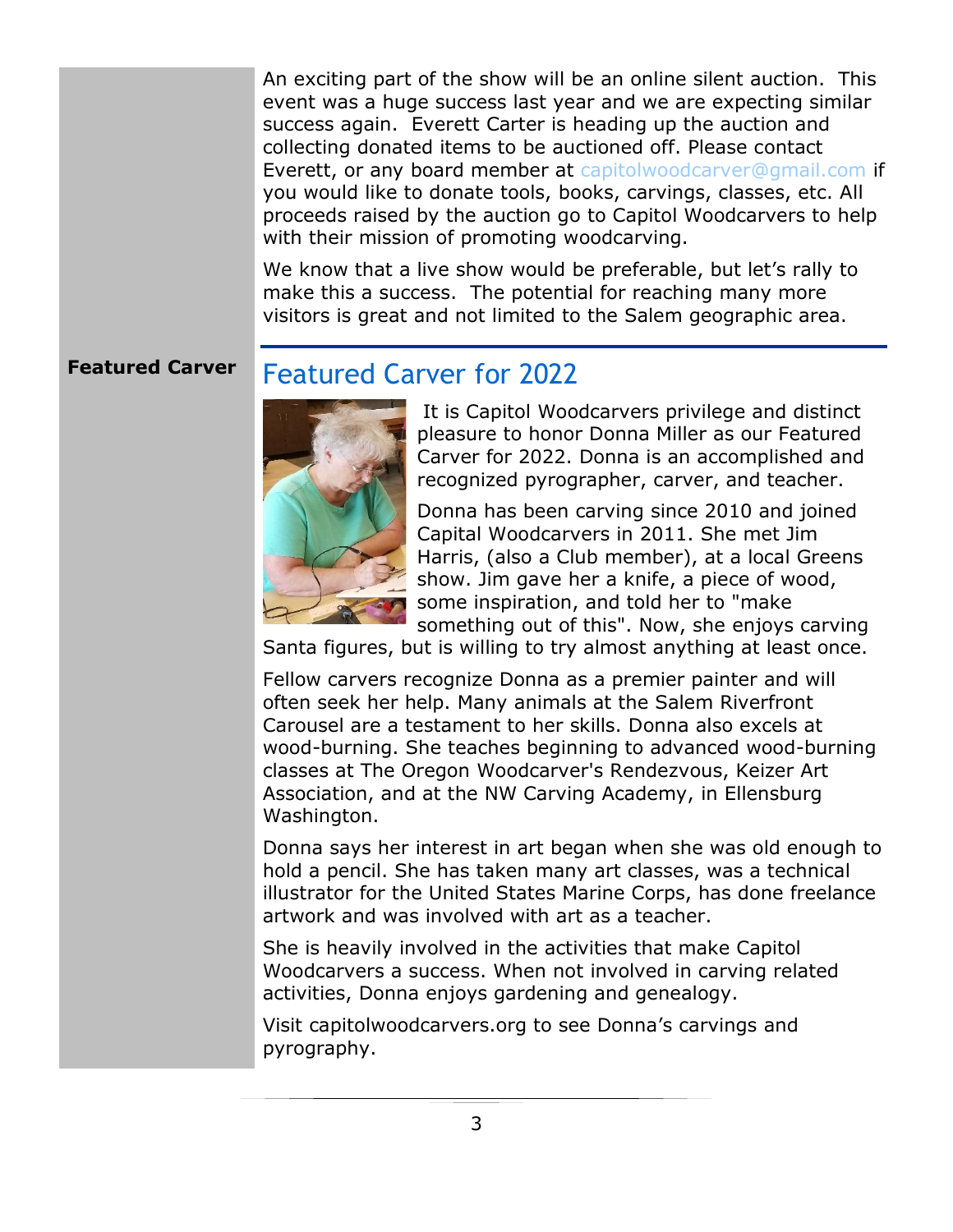An exciting part of the show will be an online silent auction. This event was a huge success last year and we are expecting similar success again. Everett Carter is heading up the auction and collecting donated items to be auctioned off. Please contact Everett, or any board member at capitolwoodcarver@gmail.com if you would like to donate tools, books, carvings, classes, etc. All proceeds raised by the auction go to Capitol Woodcarvers to help with their mission of promoting woodcarving.

We know that a live show would be preferable, but let's rally to make this a success. The potential for reaching many more visitors is great and not limited to the Salem geographic area.

**Featured Carver**

## Featured Carver for 2022

It is Capitol Woodcarvers privilege and distinct pleasure to honor Donna Miller as our Featured Carver for 2022. Donna is an accomplished and recognized pyrographer, carver, and teacher.

Donna has been carving since 2010 and joined Capital Woodcarvers in 2011. She met Jim Harris, (also a Club member), at a local Greens show. Jim gave her a knife, a piece of wood, some inspiration, and told her to "make something out of this". Now, she enjoys carving Santa figures, but is willing to try almost anything at least once.

Fellow carvers recognize Donna as a premier painter and will often seek her help. Many animals at the Salem Riverfront Carousel are a testament to her skills. Donna also excels at wood-burning. She teaches beginning to advanced wood-burning classes at The Oregon Woodcarver's Rendezvous, Keizer Art Association, and at the NW Carving Academy, in Ellensburg Washington.

Donna says her interest in art began when she was old enough to hold a pencil. She has taken many art classes, was a technical illustrator for the United States Marine Corps, has done freelance artwork and was involved with art as a teacher.

She is heavily involved in the activities that make Capitol Woodcarvers a success. When not involved in carving related activities, Donna enjoys gardening and genealogy.

Visit capitolwoodcarvers.org to see Donna's carvings and pyrography.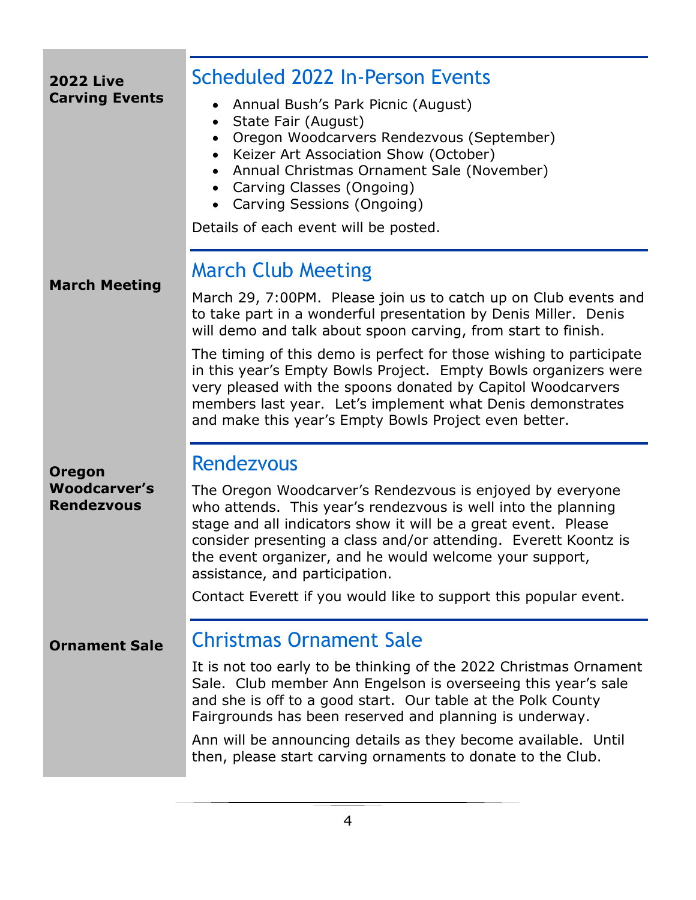**2022 Live Carving Events**

## Scheduled 2022 In-Person Events

- Annual Bush's Park Picnic (August)
- State Fair (August)
- Oregon Woodcarvers Rendezvous (September)
- Keizer Art Association Show (October)
- Annual Christmas Ornament Sale (November)
- Carving Classes (Ongoing)
- Carving Sessions (Ongoing)

Details of each event will be posted.

**March Meeting**

## March Club Meeting

March 29, 7:00PM. Please join us to catch up on Club events and to take part in a wonderful presentation by Denis Miller. Denis will demo and talk about spoon carving, from start to finish.

The timing of this demo is perfect for those wishing to participate in this year's Empty Bowls Project. Empty Bowls organizers were very pleased with the spoons donated by Capitol Woodcarvers members last year. Let's implement what Denis demonstrates and make this year's Empty Bowls Project even better.

**Oregon Woodcarver's Rendezvous**

## Rendezvous

The Oregon Woodcarver's Rendezvous is enjoyed by everyone who attends. This year's rendezvous is well into the planning stage and all indicators show it will be a great event. Please consider presenting a class and/or attending. Everett Koontz is the event organizer, and he would welcome your support, assistance, and participation.

Contact Everett if you would like to support this popular event.

**Ornament Sale**

## Christmas Ornament Sale

It is not too early to be thinking of the 2022 Christmas Ornament Sale. Club member Ann Engelson is overseeing this year's sale and she is off to a good start. Our table at the Polk County Fairgrounds has been reserved and planning is underway.

Ann will be announcing details as they become available. Until then, please start carving ornaments to donate to the Club.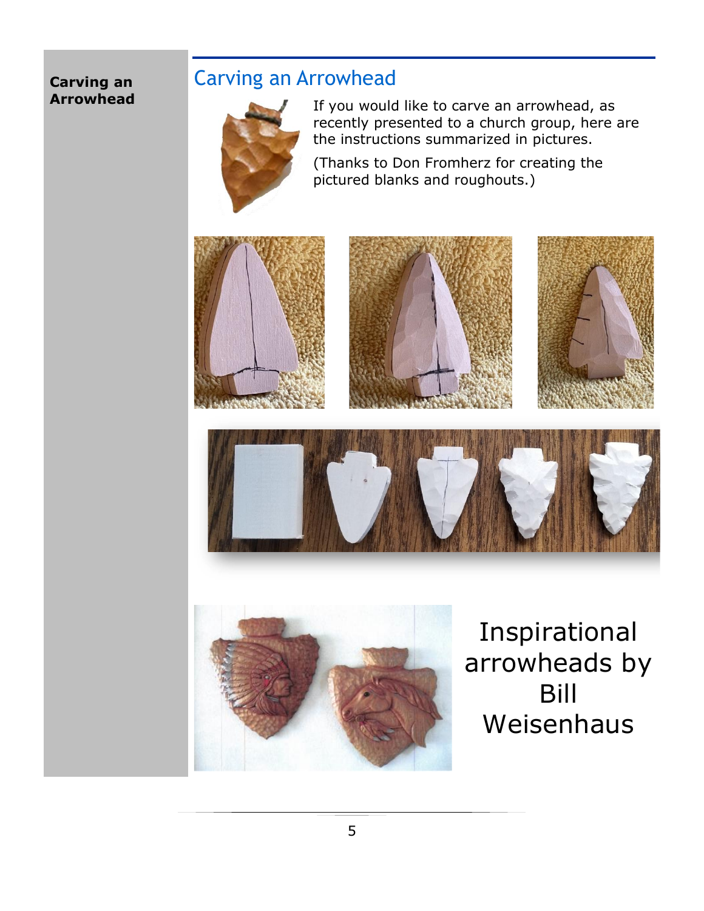## Carving an Arrowhead

If you would like to carve an arrowhead, as recently presented to a church group, here are the instructions summarized in pictures.

(Thanks to Don Fromherz for creating the pictured blanks and roughouts.)

Inspirational arrowheads by Bill Weisenhaus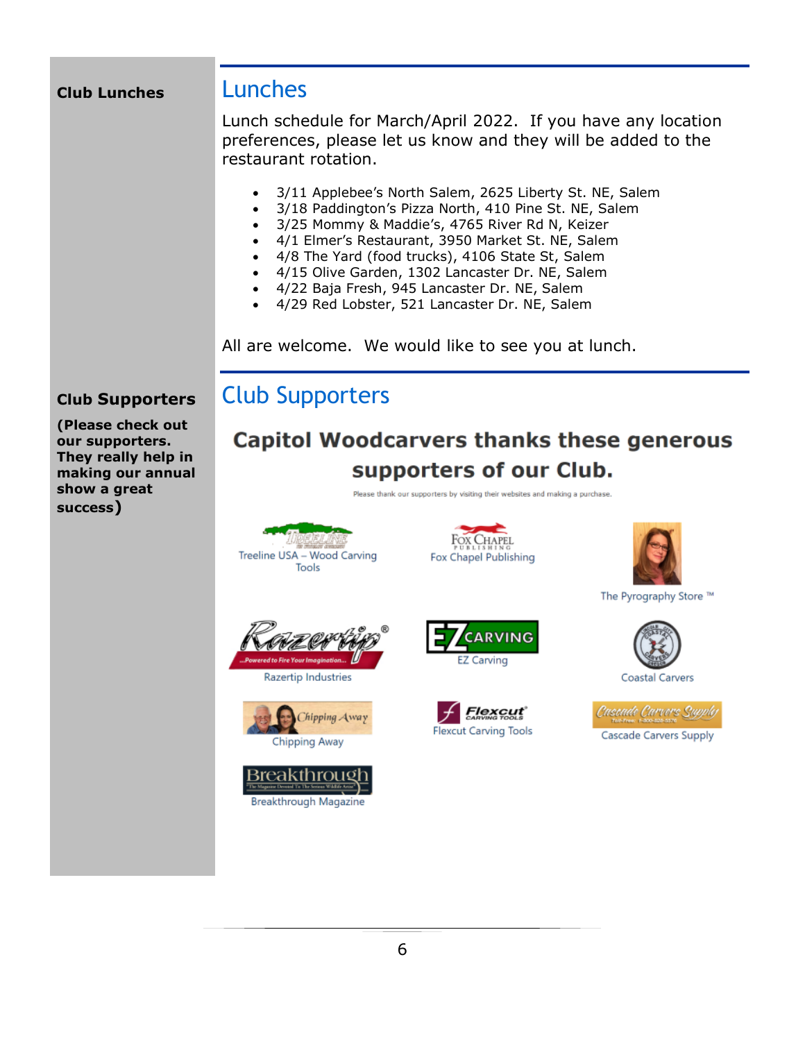**Club Lunches**

## Lunches

Lunch schedule for March/April 2022. If you have any location preferences, please let us know and they will be added to the restaurant rotation.

- 3/11 Applebee's North Salem, 2625 Liberty St. NE, Salem
- 3/18 Paddington's Pizza North, 410 Pine St. NE, Salem
- 3/25 Mommy & Maddie's, 4765 River Rd N, Keizer
- 4/1 Elmer's Restaurant, 3950 Market St. NE, Salem
- 4/8 The Yard (food trucks), 4106 State St, Salem
- 4/15 Olive Garden, 1302 Lancaster Dr. NE, Salem
- 4/22 Baja Fresh, 945 Lancaster Dr. NE, Salem
- 4/29 Red Lobster, 521 Lancaster Dr. NE, Salem

All are welcome. We would like to see you at lunch.

**Club Supporters**

**(Please check out our supporters. They really help in making our annual show a great success)**

## Club Supporters

### Capitol Woodcarvers thanks these generous supporters of our Club.

Please thank our supporters by visiting their websites and making a purchase.

Treeline USA – Wood Carving Tools

Fox Chapel Publishing

The Pyrography Store ™

Razertip Industries

EZ Carving

Coastal Carvers

Chipping Away

Flexcut Carving Tools

Cascade Carvers Supply

Breakthrough Magazine